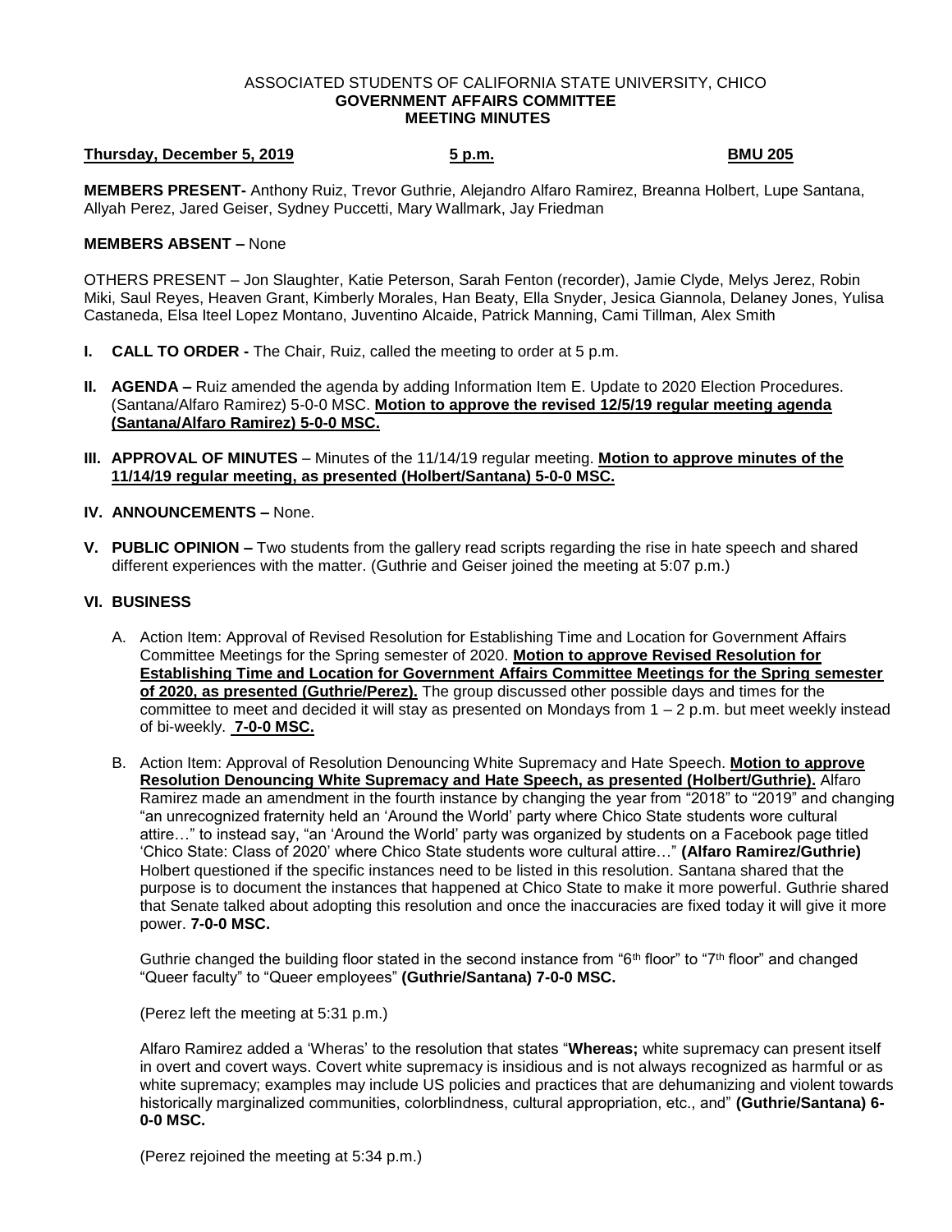ASSOCIATED STUDENTS OF CALIFORNIA STATE UNIVERSITY, CHICO
**GOVERNMENT AFFAIRS COMMITTEE**
**MEETING MINUTES**

**Thursday, December 5, 2019** **5 p.m.** **BMU 205**

**MEMBERS PRESENT-** Anthony Ruiz, Trevor Guthrie, Alejandro Alfaro Ramirez, Breanna Holbert, Lupe Santana, Allyah Perez, Jared Geiser, Sydney Puccetti, Mary Wallmark, Jay Friedman

**MEMBERS ABSENT –** None

OTHERS PRESENT – Jon Slaughter, Katie Peterson, Sarah Fenton (recorder), Jamie Clyde, Melys Jerez, Robin Miki, Saul Reyes, Heaven Grant, Kimberly Morales, Han Beaty, Ella Snyder, Jesica Giannola, Delaney Jones, Yulisa Castaneda, Elsa Iteel Lopez Montano, Juventino Alcaide, Patrick Manning, Cami Tillman, Alex Smith

**I. CALL TO ORDER -** The Chair, Ruiz, called the meeting to order at 5 p.m.

**II. AGENDA –** Ruiz amended the agenda by adding Information Item E. Update to 2020 Election Procedures. (Santana/Alfaro Ramirez) 5-0-0 MSC. **Motion to approve the revised 12/5/19 regular meeting agenda (Santana/Alfaro Ramirez) 5-0-0 MSC.**

**III. APPROVAL OF MINUTES** – Minutes of the 11/14/19 regular meeting. **Motion to approve minutes of the 11/14/19 regular meeting, as presented (Holbert/Santana) 5-0-0 MSC.**

**IV. ANNOUNCEMENTS –** None.

**V. PUBLIC OPINION –** Two students from the gallery read scripts regarding the rise in hate speech and shared different experiences with the matter. (Guthrie and Geiser joined the meeting at 5:07 p.m.)

**VI. BUSINESS**

A. Action Item: Approval of Revised Resolution for Establishing Time and Location for Government Affairs Committee Meetings for the Spring semester of 2020. **Motion to approve Revised Resolution for Establishing Time and Location for Government Affairs Committee Meetings for the Spring semester of 2020, as presented (Guthrie/Perez).** The group discussed other possible days and times for the committee to meet and decided it will stay as presented on Mondays from 1 – 2 p.m. but meet weekly instead of bi-weekly. **7-0-0 MSC.**

B. Action Item: Approval of Resolution Denouncing White Supremacy and Hate Speech. **Motion to approve Resolution Denouncing White Supremacy and Hate Speech, as presented (Holbert/Guthrie).** Alfaro Ramirez made an amendment in the fourth instance by changing the year from "2018" to "2019" and changing "an unrecognized fraternity held an 'Around the World' party where Chico State students wore cultural attire…" to instead say, "an 'Around the World' party was organized by students on a Facebook page titled 'Chico State: Class of 2020' where Chico State students wore cultural attire…" **(Alfaro Ramirez/Guthrie)** Holbert questioned if the specific instances need to be listed in this resolution. Santana shared that the purpose is to document the instances that happened at Chico State to make it more powerful. Guthrie shared that Senate talked about adopting this resolution and once the inaccuracies are fixed today it will give it more power. **7-0-0 MSC.**

Guthrie changed the building floor stated in the second instance from "6th floor" to "7th floor" and changed "Queer faculty" to "Queer employees" **(Guthrie/Santana) 7-0-0 MSC.**

(Perez left the meeting at 5:31 p.m.)

Alfaro Ramirez added a 'Wheras' to the resolution that states "**Whereas;** white supremacy can present itself in overt and covert ways. Covert white supremacy is insidious and is not always recognized as harmful or as white supremacy; examples may include US policies and practices that are dehumanizing and violent towards historically marginalized communities, colorblindness, cultural appropriation, etc., and" **(Guthrie/Santana) 6-0-0 MSC.**

(Perez rejoined the meeting at 5:34 p.m.)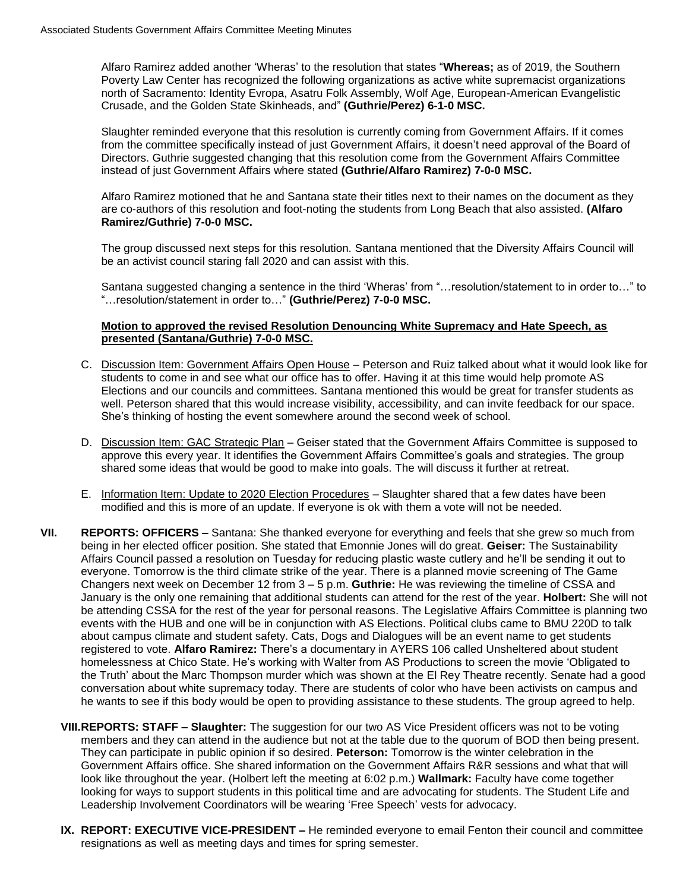Alfaro Ramirez added another 'Wheras' to the resolution that states "**Whereas;** as of 2019, the Southern Poverty Law Center has recognized the following organizations as active white supremacist organizations north of Sacramento: Identity Evropa, Asatru Folk Assembly, Wolf Age, European-American Evangelistic Crusade, and the Golden State Skinheads, and" **(Guthrie/Perez) 6-1-0 MSC.**

Slaughter reminded everyone that this resolution is currently coming from Government Affairs. If it comes from the committee specifically instead of just Government Affairs, it doesn't need approval of the Board of Directors. Guthrie suggested changing that this resolution come from the Government Affairs Committee instead of just Government Affairs where stated **(Guthrie/Alfaro Ramirez) 7-0-0 MSC.**

Alfaro Ramirez motioned that he and Santana state their titles next to their names on the document as they are co-authors of this resolution and foot-noting the students from Long Beach that also assisted. **(Alfaro Ramirez/Guthrie) 7-0-0 MSC.**

The group discussed next steps for this resolution. Santana mentioned that the Diversity Affairs Council will be an activist council staring fall 2020 and can assist with this.

Santana suggested changing a sentence in the third 'Wheras' from "…resolution/statement to in order to…" to "…resolution/statement in order to…" **(Guthrie/Perez) 7-0-0 MSC.**

**Motion to approved the revised Resolution Denouncing White Supremacy and Hate Speech, as presented (Santana/Guthrie) 7-0-0 MSC.**

C. Discussion Item: Government Affairs Open House – Peterson and Ruiz talked about what it would look like for students to come in and see what our office has to offer. Having it at this time would help promote AS Elections and our councils and committees. Santana mentioned this would be great for transfer students as well. Peterson shared that this would increase visibility, accessibility, and can invite feedback for our space. She's thinking of hosting the event somewhere around the second week of school.

D. Discussion Item: GAC Strategic Plan – Geiser stated that the Government Affairs Committee is supposed to approve this every year. It identifies the Government Affairs Committee's goals and strategies. The group shared some ideas that would be good to make into goals. The will discuss it further at retreat.

E. Information Item: Update to 2020 Election Procedures – Slaughter shared that a few dates have been modified and this is more of an update. If everyone is ok with them a vote will not be needed.

**VII. REPORTS: OFFICERS –** Santana: She thanked everyone for everything and feels that she grew so much from being in her elected officer position. She stated that Emonnie Jones will do great. **Geiser:** The Sustainability Affairs Council passed a resolution on Tuesday for reducing plastic waste cutlery and he'll be sending it out to everyone. Tomorrow is the third climate strike of the year. There is a planned movie screening of The Game Changers next week on December 12 from 3 – 5 p.m. **Guthrie:** He was reviewing the timeline of CSSA and January is the only one remaining that additional students can attend for the rest of the year. **Holbert:** She will not be attending CSSA for the rest of the year for personal reasons. The Legislative Affairs Committee is planning two events with the HUB and one will be in conjunction with AS Elections. Political clubs came to BMU 220D to talk about campus climate and student safety. Cats, Dogs and Dialogues will be an event name to get students registered to vote. **Alfaro Ramirez:** There's a documentary in AYERS 106 called Unsheltered about student homelessness at Chico State. He's working with Walter from AS Productions to screen the movie 'Obligated to the Truth' about the Marc Thompson murder which was shown at the El Rey Theatre recently. Senate had a good conversation about white supremacy today. There are students of color who have been activists on campus and he wants to see if this body would be open to providing assistance to these students. The group agreed to help.

**VIII. REPORTS: STAFF – Slaughter:** The suggestion for our two AS Vice President officers was not to be voting members and they can attend in the audience but not at the table due to the quorum of BOD then being present. They can participate in public opinion if so desired. **Peterson:** Tomorrow is the winter celebration in the Government Affairs office. She shared information on the Government Affairs R&R sessions and what that will look like throughout the year. (Holbert left the meeting at 6:02 p.m.) **Wallmark:** Faculty have come together looking for ways to support students in this political time and are advocating for students. The Student Life and Leadership Involvement Coordinators will be wearing 'Free Speech' vests for advocacy.

**IX. REPORT: EXECUTIVE VICE-PRESIDENT –** He reminded everyone to email Fenton their council and committee resignations as well as meeting days and times for spring semester.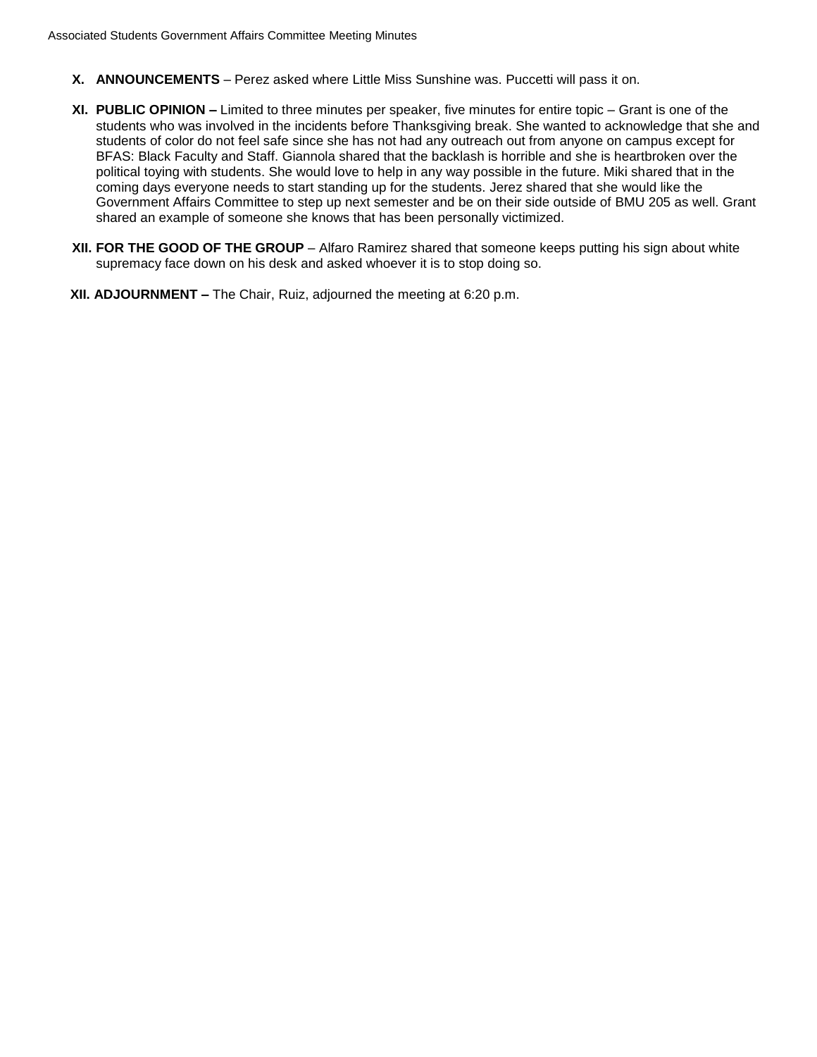**X. ANNOUNCEMENTS** – Perez asked where Little Miss Sunshine was. Puccetti will pass it on.

**XI. PUBLIC OPINION –** Limited to three minutes per speaker, five minutes for entire topic – Grant is one of the students who was involved in the incidents before Thanksgiving break. She wanted to acknowledge that she and students of color do not feel safe since she has not had any outreach out from anyone on campus except for BFAS: Black Faculty and Staff. Giannola shared that the backlash is horrible and she is heartbroken over the political toying with students. She would love to help in any way possible in the future. Miki shared that in the coming days everyone needs to start standing up for the students. Jerez shared that she would like the Government Affairs Committee to step up next semester and be on their side outside of BMU 205 as well. Grant shared an example of someone she knows that has been personally victimized.

**XII. FOR THE GOOD OF THE GROUP** – Alfaro Ramirez shared that someone keeps putting his sign about white supremacy face down on his desk and asked whoever it is to stop doing so.

**XII. ADJOURNMENT –** The Chair, Ruiz, adjourned the meeting at 6:20 p.m.